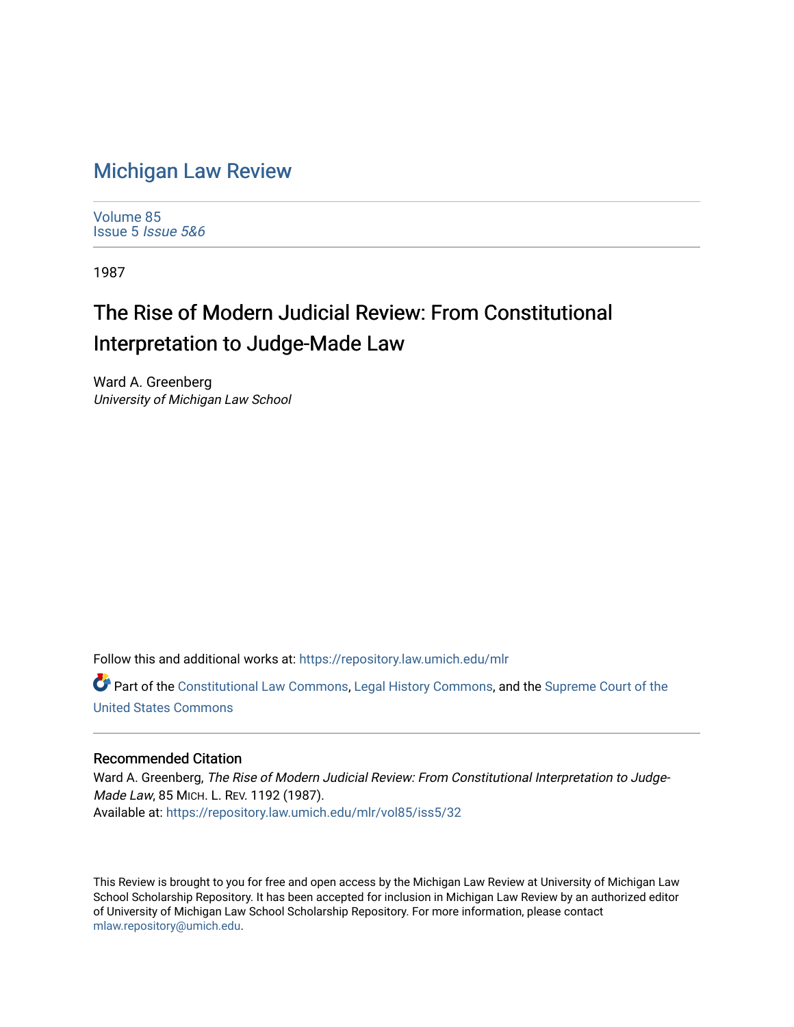# Michigan Law Review

Volume 85
Issue 5 *Issue 5&6*

1987

## The Rise of Modern Judicial Review: From Constitutional Interpretation to Judge-Made Law

Ward A. Greenberg
*University of Michigan Law School*

Follow this and additional works at: https://repository.law.umich.edu/mlr

Part of the Constitutional Law Commons, Legal History Commons, and the Supreme Court of the United States Commons

### Recommended Citation

Ward A. Greenberg, *The Rise of Modern Judicial Review: From Constitutional Interpretation to Judge-Made Law*, 85 MICH. L. REV. 1192 (1987).
Available at: https://repository.law.umich.edu/mlr/vol85/iss5/32

This Review is brought to you for free and open access by the Michigan Law Review at University of Michigan Law School Scholarship Repository. It has been accepted for inclusion in Michigan Law Review by an authorized editor of University of Michigan Law School Scholarship Repository. For more information, please contact mlaw.repository@umich.edu.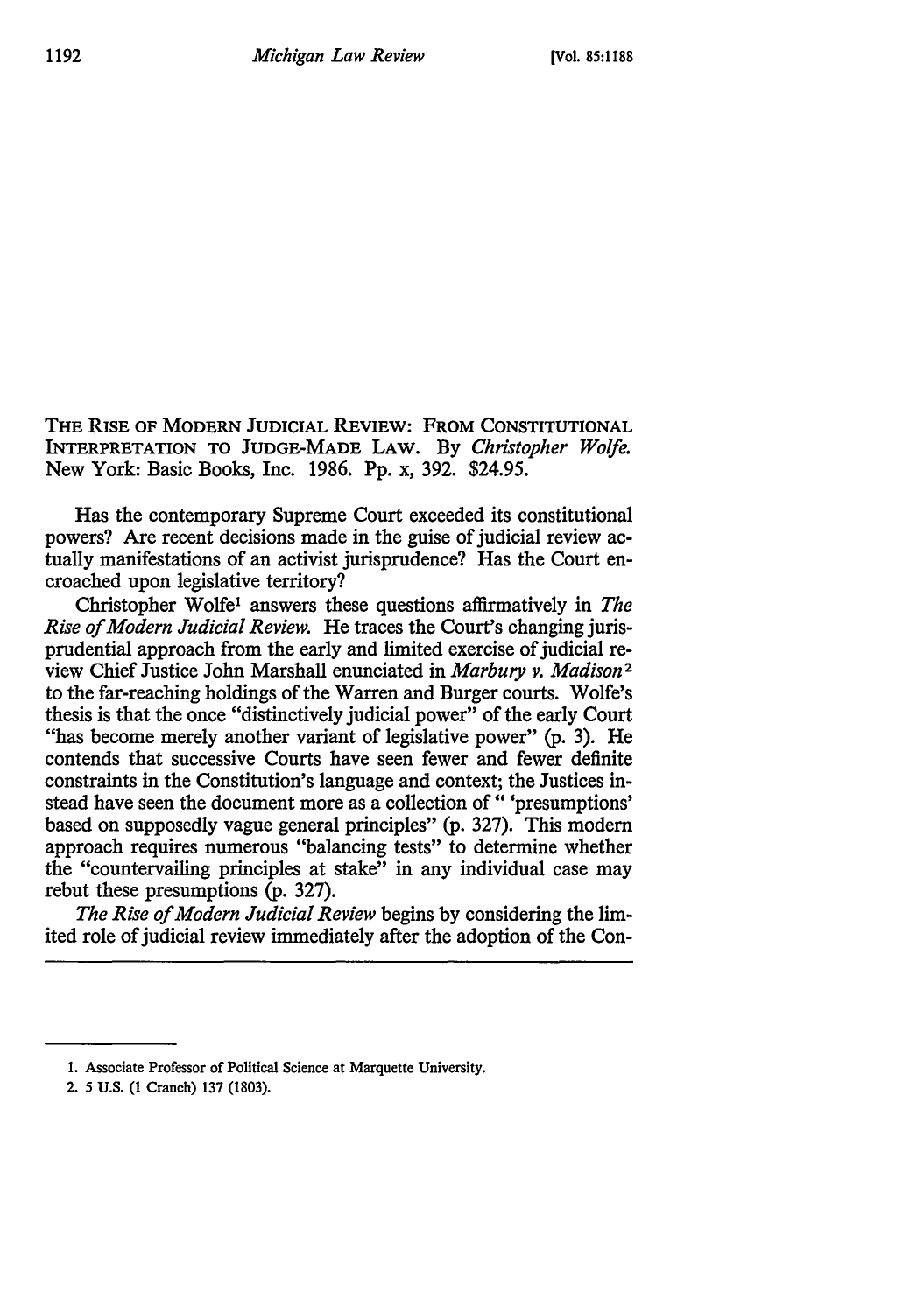THE RISE OF MODERN JUDICIAL REVIEW: FROM CONSTITUTIONAL INTERPRETATION TO JUDGE-MADE LAW. By *Christopher Wolfe.* New York: Basic Books, Inc. 1986. Pp. x, 392. $24.95.

Has the contemporary Supreme Court exceeded its constitutional powers? Are recent decisions made in the guise of judicial review actually manifestations of an activist jurisprudence? Has the Court encroached upon legislative territory?

Christopher Wolfe[1] answers these questions affirmatively in *The Rise of Modern Judicial Review.* He traces the Court's changing jurisprudential approach from the early and limited exercise of judicial review Chief Justice John Marshall enunciated in *Marbury v. Madison*[2] to the far-reaching holdings of the Warren and Burger courts. Wolfe's thesis is that the once "distinctively judicial power" of the early Court "has become merely another variant of legislative power" (p. 3). He contends that successive Courts have seen fewer and fewer definite constraints in the Constitution's language and context; the Justices instead have seen the document more as a collection of " 'presumptions' based on supposedly vague general principles" (p. 327). This modern approach requires numerous "balancing tests" to determine whether the "countervailing principles at stake" in any individual case may rebut these presumptions (p. 327).

*The Rise of Modern Judicial Review* begins by considering the limited role of judicial review immediately after the adoption of the Con-

---

1. Associate Professor of Political Science at Marquette University.
2. 5 U.S. (1 Cranch) 137 (1803).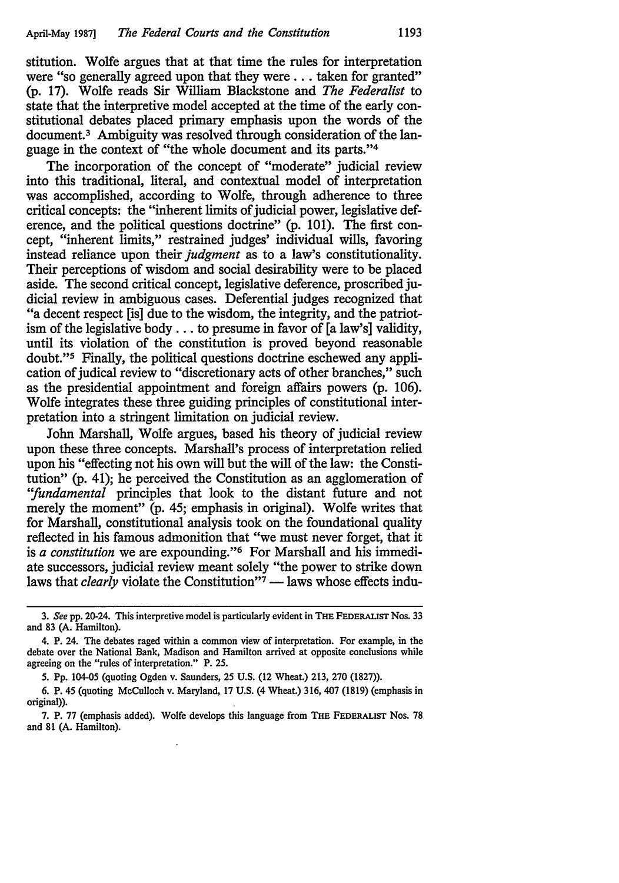stitution. Wolfe argues that at that time the rules for interpretation were "so generally agreed upon that they were . . . taken for granted" (p. 17). Wolfe reads Sir William Blackstone and *The Federalist* to state that the interpretive model accepted at the time of the early constitutional debates placed primary emphasis upon the words of the document.[3] Ambiguity was resolved through consideration of the language in the context of "the whole document and its parts."[4]

The incorporation of the concept of "moderate" judicial review into this traditional, literal, and contextual model of interpretation was accomplished, according to Wolfe, through adherence to three critical concepts: the "inherent limits of judicial power, legislative deference, and the political questions doctrine" (p. 101). The first concept, "inherent limits," restrained judges' individual wills, favoring instead reliance upon their *judgment* as to a law's constitutionality. Their perceptions of wisdom and social desirability were to be placed aside. The second critical concept, legislative deference, proscribed judicial review in ambiguous cases. Deferential judges recognized that "a decent respect [is] due to the wisdom, the integrity, and the patriotism of the legislative body . . . to presume in favor of [a law's] validity, until its violation of the constitution is proved beyond reasonable doubt."[5] Finally, the political questions doctrine eschewed any application of judical review to "discretionary acts of other branches," such as the presidential appointment and foreign affairs powers (p. 106). Wolfe integrates these three guiding principles of constitutional interpretation into a stringent limitation on judicial review.

John Marshall, Wolfe argues, based his theory of judicial review upon these three concepts. Marshall's process of interpretation relied upon his "effecting not his own will but the will of the law: the Constitution" (p. 41); he perceived the Constitution as an agglomeration of "*fundamental* principles that look to the distant future and not merely the moment" (p. 45; emphasis in original). Wolfe writes that for Marshall, constitutional analysis took on the foundational quality reflected in his famous admonition that "we must never forget, that it is *a constitution* we are expounding."[6] For Marshall and his immediate successors, judicial review meant solely "the power to strike down laws that *clearly* violate the Constitution"[7] — laws whose effects indu-

---

3. *See* pp. 20-24. This interpretive model is particularly evident in THE FEDERALIST Nos. 33 and 83 (A. Hamilton).

4. P. 24. The debates raged within a common view of interpretation. For example, in the debate over the National Bank, Madison and Hamilton arrived at opposite conclusions while agreeing on the "rules of interpretation." P. 25.

5. Pp. 104-05 (quoting Ogden v. Saunders, 25 U.S. (12 Wheat.) 213, 270 (1827)).

6. P. 45 (quoting McCulloch v. Maryland, 17 U.S. (4 Wheat.) 316, 407 (1819) (emphasis in original)).

7. P. 77 (emphasis added). Wolfe develops this language from THE FEDERALIST Nos. 78 and 81 (A. Hamilton).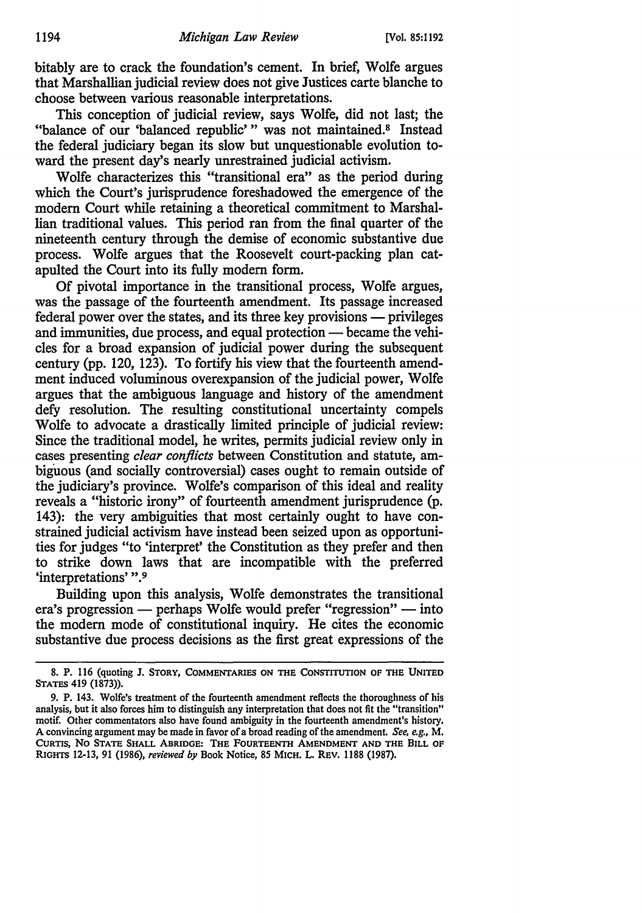bitably are to crack the foundation's cement. In brief, Wolfe argues that Marshallian judicial review does not give Justices carte blanche to choose between various reasonable interpretations.

This conception of judicial review, says Wolfe, did not last; the "balance of our 'balanced republic' " was not maintained.[8] Instead the federal judiciary began its slow but unquestionable evolution toward the present day's nearly unrestrained judicial activism.

Wolfe characterizes this "transitional era" as the period during which the Court's jurisprudence foreshadowed the emergence of the modern Court while retaining a theoretical commitment to Marshallian traditional values. This period ran from the final quarter of the nineteenth century through the demise of economic substantive due process. Wolfe argues that the Roosevelt court-packing plan catapulted the Court into its fully modern form.

Of pivotal importance in the transitional process, Wolfe argues, was the passage of the fourteenth amendment. Its passage increased federal power over the states, and its three key provisions — privileges and immunities, due process, and equal protection — became the vehicles for a broad expansion of judicial power during the subsequent century (pp. 120, 123). To fortify his view that the fourteenth amendment induced voluminous overexpansion of the judicial power, Wolfe argues that the ambiguous language and history of the amendment defy resolution. The resulting constitutional uncertainty compels Wolfe to advocate a drastically limited principle of judicial review: Since the traditional model, he writes, permits judicial review only in cases presenting *clear conflicts* between Constitution and statute, ambiguous (and socially controversial) cases ought to remain outside of the judiciary's province. Wolfe's comparison of this ideal and reality reveals a "historic irony" of fourteenth amendment jurisprudence (p. 143): the very ambiguities that most certainly ought to have constrained judicial activism have instead been seized upon as opportunities for judges "to 'interpret' the Constitution as they prefer and then to strike down laws that are incompatible with the preferred 'interpretations' ".[9]

Building upon this analysis, Wolfe demonstrates the transitional era's progression — perhaps Wolfe would prefer "regression" — into the modern mode of constitutional inquiry. He cites the economic substantive due process decisions as the first great expressions of the

---

8. P. 116 (quoting J. STORY, COMMENTARIES ON THE CONSTITUTION OF THE UNITED STATES 419 (1873)).

9. P. 143. Wolfe's treatment of the fourteenth amendment reflects the thoroughness of his analysis, but it also forces him to distinguish any interpretation that does not fit the "transition" motif. Other commentators also have found ambiguity in the fourteenth amendment's history. A convincing argument may be made in favor of a broad reading of the amendment. *See, e.g.*, M. CURTIS, NO STATE SHALL ABRIDGE: THE FOURTEENTH AMENDMENT AND THE BILL OF RIGHTS 12-13, 91 (1986), *reviewed by* Book Notice, 85 MICH. L. REV. 1188 (1987).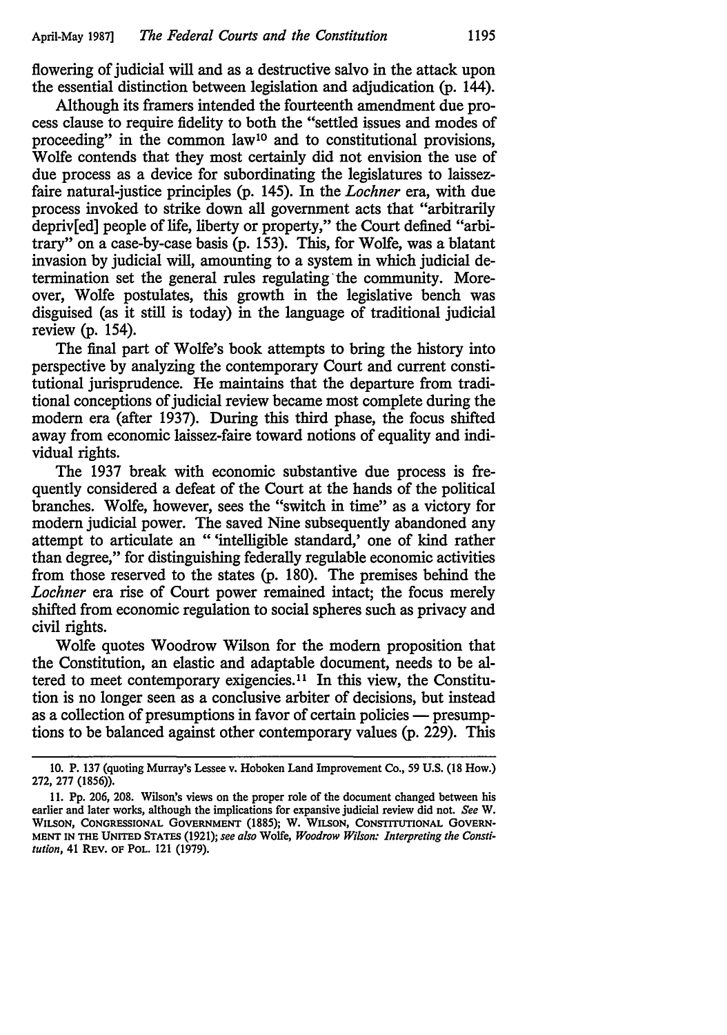flowering of judicial will and as a destructive salvo in the attack upon the essential distinction between legislation and adjudication (p. 144).

Although its framers intended the fourteenth amendment due process clause to require fidelity to both the "settled issues and modes of proceeding" in the common law[10] and to constitutional provisions, Wolfe contends that they most certainly did not envision the use of due process as a device for subordinating the legislatures to laissez-faire natural-justice principles (p. 145). In the *Lochner* era, with due process invoked to strike down all government acts that "arbitrarily depriv[ed] people of life, liberty or property," the Court defined "arbitrary" on a case-by-case basis (p. 153). This, for Wolfe, was a blatant invasion by judicial will, amounting to a system in which judicial determination set the general rules regulating the community. Moreover, Wolfe postulates, this growth in the legislative bench was disguised (as it still is today) in the language of traditional judicial review (p. 154).

The final part of Wolfe's book attempts to bring the history into perspective by analyzing the contemporary Court and current constitutional jurisprudence. He maintains that the departure from traditional conceptions of judicial review became most complete during the modern era (after 1937). During this third phase, the focus shifted away from economic laissez-faire toward notions of equality and individual rights.

The 1937 break with economic substantive due process is frequently considered a defeat of the Court at the hands of the political branches. Wolfe, however, sees the "switch in time" as a victory for modern judicial power. The saved Nine subsequently abandoned any attempt to articulate an " 'intelligible standard,' one of kind rather than degree," for distinguishing federally regulable economic activities from those reserved to the states (p. 180). The premises behind the *Lochner* era rise of Court power remained intact; the focus merely shifted from economic regulation to social spheres such as privacy and civil rights.

Wolfe quotes Woodrow Wilson for the modern proposition that the Constitution, an elastic and adaptable document, needs to be altered to meet contemporary exigencies.[11] In this view, the Constitution is no longer seen as a conclusive arbiter of decisions, but instead as a collection of presumptions in favor of certain policies — presumptions to be balanced against other contemporary values (p. 229). This

---

10. P. 137 (quoting Murray's Lessee v. Hoboken Land Improvement Co., 59 U.S. (18 How.) 272, 277 (1856)).

11. Pp. 206, 208. Wilson's views on the proper role of the document changed between his earlier and later works, although the implications for expansive judicial review did not. *See* W. WILSON, CONGRESSIONAL GOVERNMENT (1885); W. WILSON, CONSTITUTIONAL GOVERNMENT IN THE UNITED STATES (1921); *see also* Wolfe, *Woodrow Wilson: Interpreting the Constitution*, 41 REV. OF POL. 121 (1979).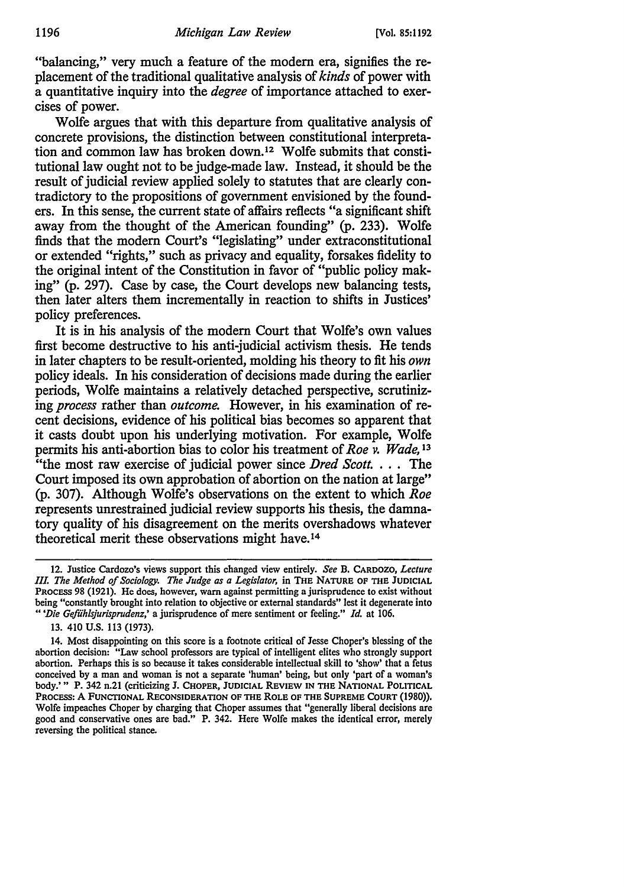"balancing," very much a feature of the modern era, signifies the replacement of the traditional qualitative analysis of *kinds* of power with a quantitative inquiry into the *degree* of importance attached to exercises of power.

Wolfe argues that with this departure from qualitative analysis of concrete provisions, the distinction between constitutional interpretation and common law has broken down.[12] Wolfe submits that constitutional law ought not to be judge-made law. Instead, it should be the result of judicial review applied solely to statutes that are clearly contradictory to the propositions of government envisioned by the founders. In this sense, the current state of affairs reflects "a significant shift away from the thought of the American founding" (p. 233). Wolfe finds that the modern Court's "legislating" under extraconstitutional or extended "rights," such as privacy and equality, forsakes fidelity to the original intent of the Constitution in favor of "public policy making" (p. 297). Case by case, the Court develops new balancing tests, then later alters them incrementally in reaction to shifts in Justices' policy preferences.

It is in his analysis of the modern Court that Wolfe's own values first become destructive to his anti-judicial activism thesis. He tends in later chapters to be result-oriented, molding his theory to fit his *own* policy ideals. In his consideration of decisions made during the earlier periods, Wolfe maintains a relatively detached perspective, scrutinizing *process* rather than *outcome*. However, in his examination of recent decisions, evidence of his political bias becomes so apparent that it casts doubt upon his underlying motivation. For example, Wolfe permits his anti-abortion bias to color his treatment of *Roe v. Wade*,[13] "the most raw exercise of judicial power since *Dred Scott*. . . . The Court imposed its own approbation of abortion on the nation at large" (p. 307). Although Wolfe's observations on the extent to which *Roe* represents unrestrained judicial review supports his thesis, the damnatory quality of his disagreement on the merits overshadows whatever theoretical merit these observations might have.[14]

---

12. Justice Cardozo's views support this changed view entirely. *See* B. CARDOZO, *Lecture III. The Method of Sociology. The Judge as a Legislator*, in THE NATURE OF THE JUDICIAL PROCESS 98 (1921). He does, however, warn against permitting a jurisprudence to exist without being "constantly brought into relation to objective or external standards" lest it degenerate into "'*Die Gefühlsjurisprudenz*,' a jurisprudence of mere sentiment or feeling." *Id.* at 106.

13. 410 U.S. 113 (1973).

14. Most disappointing on this score is a footnote critical of Jesse Choper's blessing of the abortion decision: "Law school professors are typical of intelligent elites who strongly support abortion. Perhaps this is so because it takes considerable intellectual skill to 'show' that a fetus conceived by a man and woman is not a separate 'human' being, but only 'part of a woman's body.'" P. 342 n.21 (criticizing J. CHOPER, JUDICIAL REVIEW IN THE NATIONAL POLITICAL PROCESS: A FUNCTIONAL RECONSIDERATION OF THE ROLE OF THE SUPREME COURT (1980)). Wolfe impeaches Choper by charging that Choper assumes that "generally liberal decisions are good and conservative ones are bad." P. 342. Here Wolfe makes the identical error, merely reversing the political stance.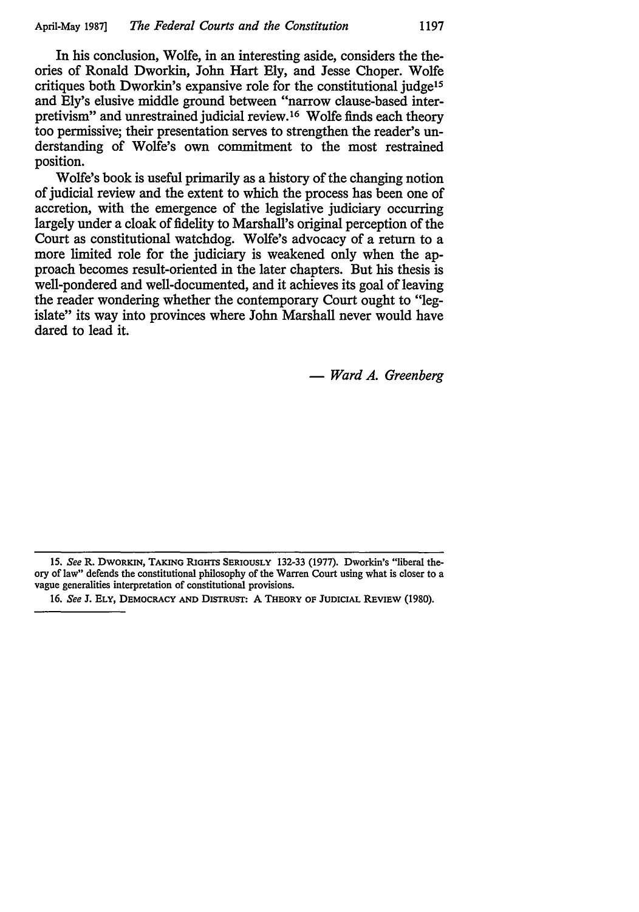In his conclusion, Wolfe, in an interesting aside, considers the theories of Ronald Dworkin, John Hart Ely, and Jesse Choper. Wolfe critiques both Dworkin's expansive role for the constitutional judge[15] and Ely's elusive middle ground between "narrow clause-based interpretivism" and unrestrained judicial review.[16] Wolfe finds each theory too permissive; their presentation serves to strengthen the reader's understanding of Wolfe's own commitment to the most restrained position.

Wolfe's book is useful primarily as a history of the changing notion of judicial review and the extent to which the process has been one of accretion, with the emergence of the legislative judiciary occurring largely under a cloak of fidelity to Marshall's original perception of the Court as constitutional watchdog. Wolfe's advocacy of a return to a more limited role for the judiciary is weakened only when the approach becomes result-oriented in the later chapters. But his thesis is well-pondered and well-documented, and it achieves its goal of leaving the reader wondering whether the contemporary Court ought to "legislate" its way into provinces where John Marshall never would have dared to lead it.

— *Ward A. Greenberg*

---

15. *See* R. DWORKIN, TAKING RIGHTS SERIOUSLY 132-33 (1977). Dworkin's "liberal theory of law" defends the constitutional philosophy of the Warren Court using what is closer to a vague generalities interpretation of constitutional provisions.

16. *See* J. ELY, DEMOCRACY AND DISTRUST: A THEORY OF JUDICIAL REVIEW (1980).